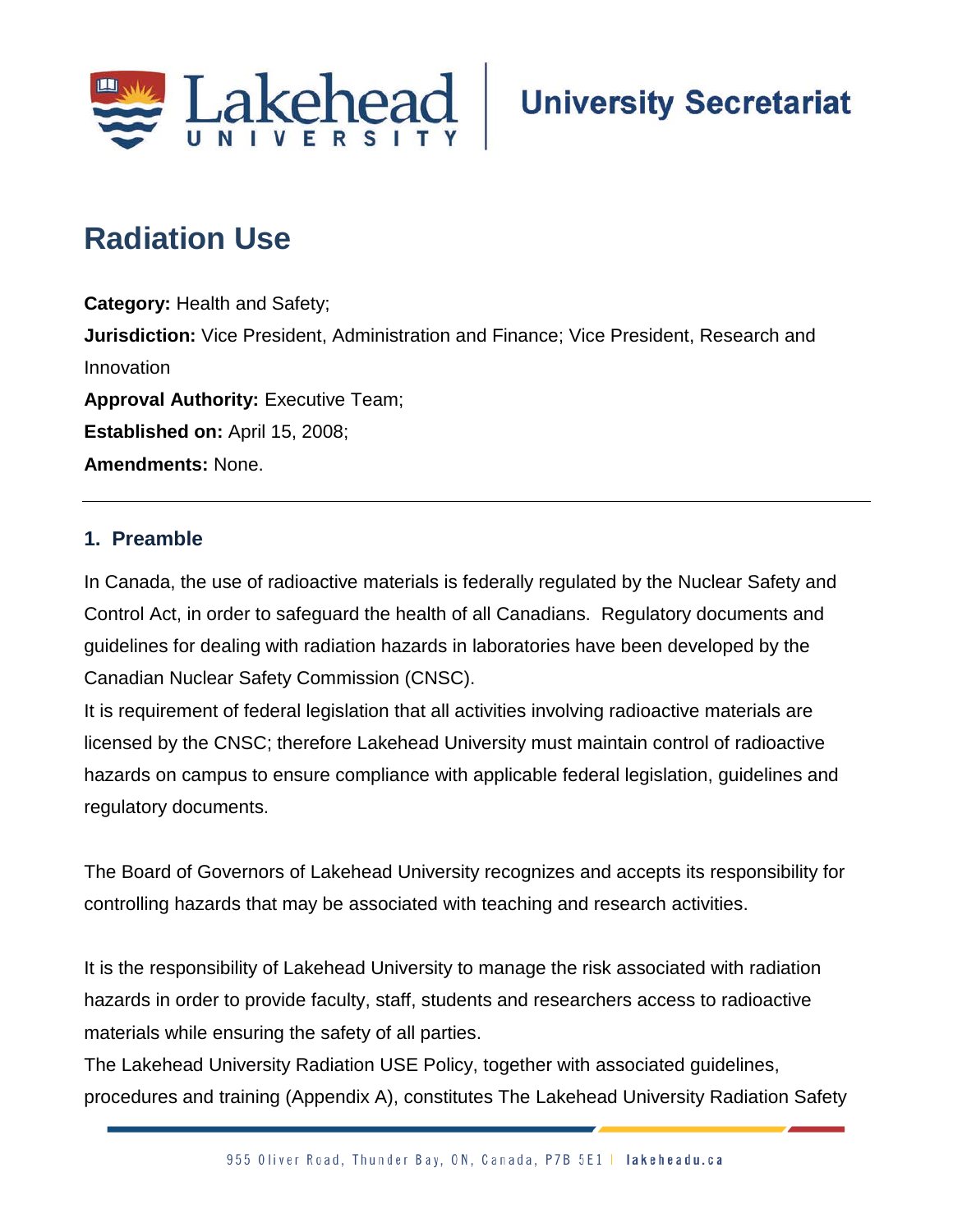# Radiation Use

**Category:** Health and Safety;

**Jurisdiction:** Vice President, Administration and Finance; Vice President, Research and Innovation

**Approval Authority:** Executive Team;

**Established on:** April 15, 2008;

**Amendments:** None.

---

## 1. Preamble

In Canada, the use of radioactive materials is federally regulated by the Nuclear Safety and Control Act, in order to safeguard the health of all Canadians. Regulatory documents and guidelines for dealing with radiation hazards in laboratories have been developed by the Canadian Nuclear Safety Commission (CNSC).

It is requirement of federal legislation that all activities involving radioactive materials are licensed by the CNSC; therefore Lakehead University must maintain control of radioactive hazards on campus to ensure compliance with applicable federal legislation, guidelines and regulatory documents.

The Board of Governors of Lakehead University recognizes and accepts its responsibility for controlling hazards that may be associated with teaching and research activities.

It is the responsibility of Lakehead University to manage the risk associated with radiation hazards in order to provide faculty, staff, students and researchers access to radioactive materials while ensuring the safety of all parties.

The Lakehead University Radiation USE Policy, together with associated guidelines, procedures and training (Appendix A), constitutes The Lakehead University Radiation Safety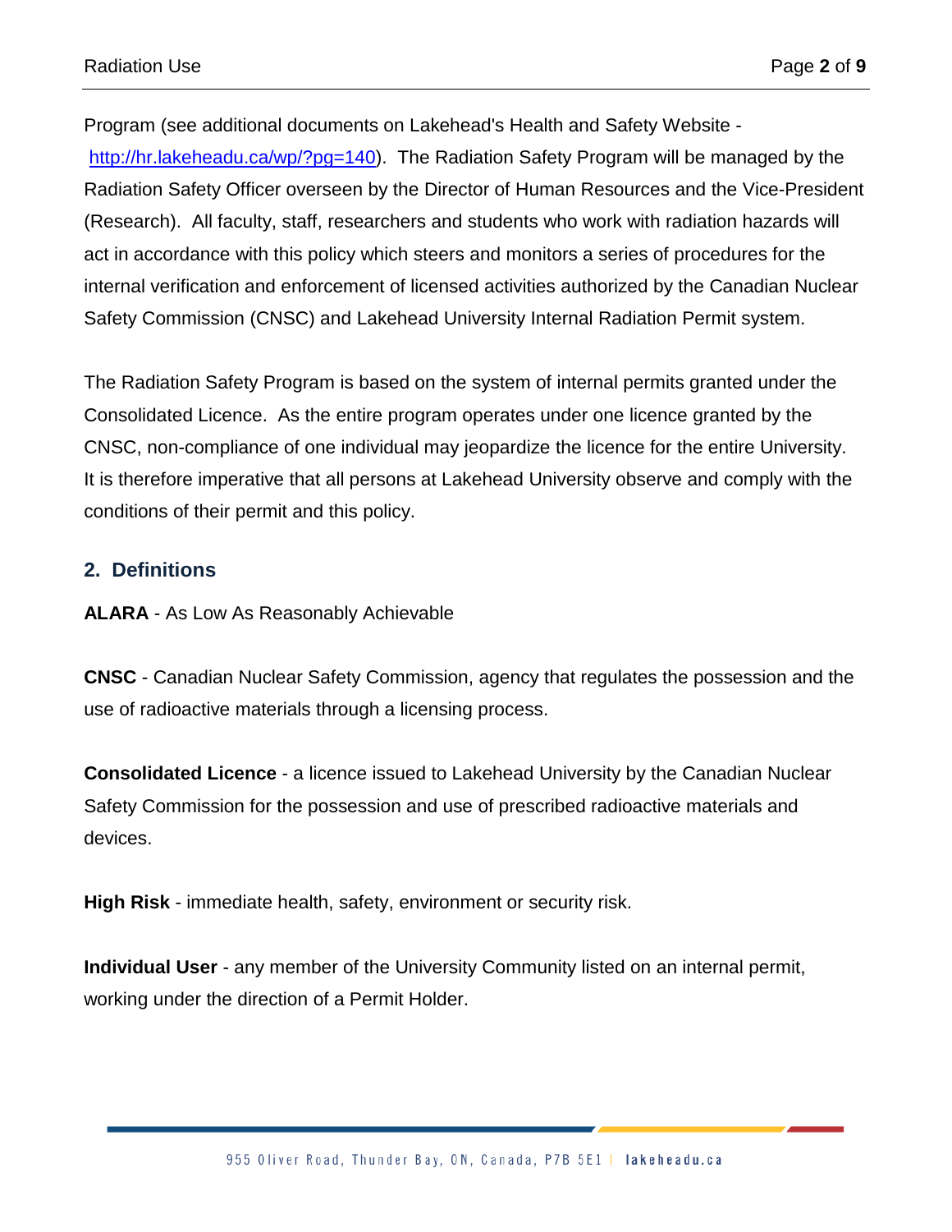Program (see additional documents on Lakehead's Health and Safety Website - [http://hr.lakeheadu.ca/wp/?pg=140](http://hr.lakeheadu.ca/wp/?pg=140)). The Radiation Safety Program will be managed by the Radiation Safety Officer overseen by the Director of Human Resources and the Vice-President (Research). All faculty, staff, researchers and students who work with radiation hazards will act in accordance with this policy which steers and monitors a series of procedures for the internal verification and enforcement of licensed activities authorized by the Canadian Nuclear Safety Commission (CNSC) and Lakehead University Internal Radiation Permit system.

The Radiation Safety Program is based on the system of internal permits granted under the Consolidated Licence. As the entire program operates under one licence granted by the CNSC, non-compliance of one individual may jeopardize the licence for the entire University. It is therefore imperative that all persons at Lakehead University observe and comply with the conditions of their permit and this policy.

## 2. Definitions

**ALARA** - As Low As Reasonably Achievable

**CNSC** - Canadian Nuclear Safety Commission, agency that regulates the possession and the use of radioactive materials through a licensing process.

**Consolidated Licence** - a licence issued to Lakehead University by the Canadian Nuclear Safety Commission for the possession and use of prescribed radioactive materials and devices.

**High Risk** - immediate health, safety, environment or security risk.

**Individual User** - any member of the University Community listed on an internal permit, working under the direction of a Permit Holder.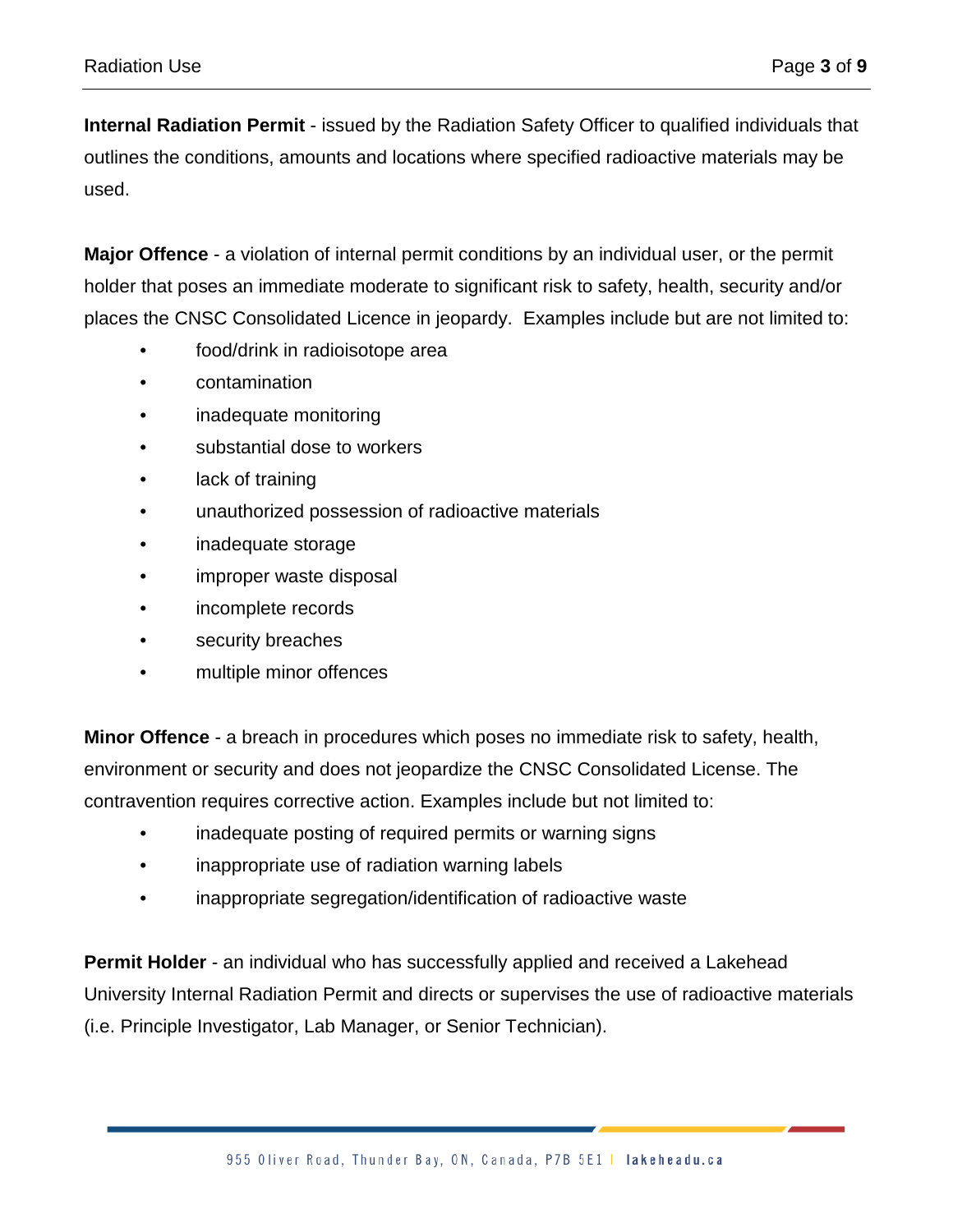**Internal Radiation Permit** - issued by the Radiation Safety Officer to qualified individuals that outlines the conditions, amounts and locations where specified radioactive materials may be used.

**Major Offence** - a violation of internal permit conditions by an individual user, or the permit holder that poses an immediate moderate to significant risk to safety, health, security and/or places the CNSC Consolidated Licence in jeopardy. Examples include but are not limited to:

- food/drink in radioisotope area
- contamination
- inadequate monitoring
- substantial dose to workers
- lack of training
- unauthorized possession of radioactive materials
- inadequate storage
- improper waste disposal
- incomplete records
- security breaches
- multiple minor offences

**Minor Offence** - a breach in procedures which poses no immediate risk to safety, health, environment or security and does not jeopardize the CNSC Consolidated License. The contravention requires corrective action. Examples include but not limited to:

- inadequate posting of required permits or warning signs
- inappropriate use of radiation warning labels
- inappropriate segregation/identification of radioactive waste

**Permit Holder** - an individual who has successfully applied and received a Lakehead University Internal Radiation Permit and directs or supervises the use of radioactive materials (i.e. Principle Investigator, Lab Manager, or Senior Technician).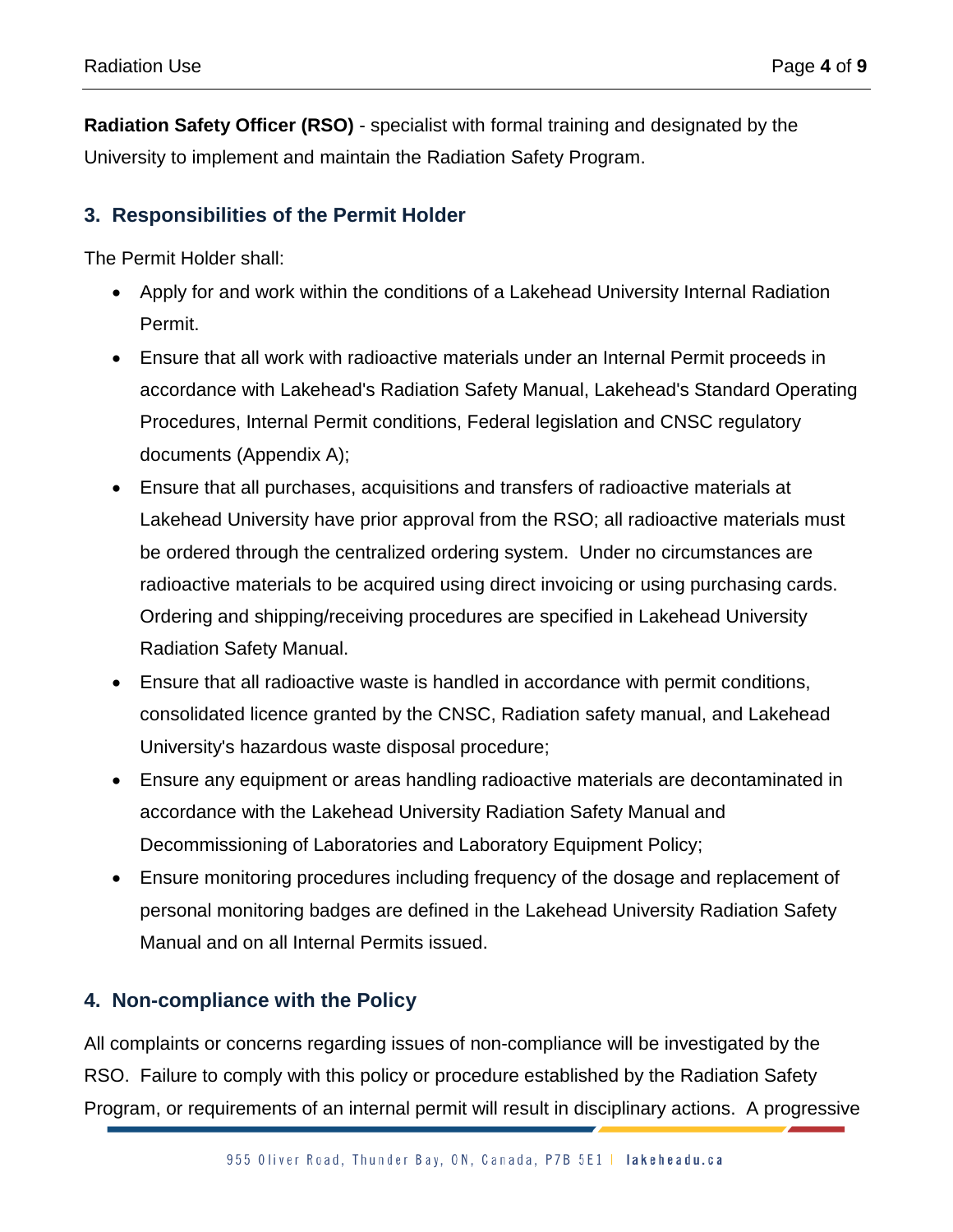**Radiation Safety Officer (RSO)** - specialist with formal training and designated by the University to implement and maintain the Radiation Safety Program.

## 3. Responsibilities of the Permit Holder

The Permit Holder shall:

- Apply for and work within the conditions of a Lakehead University Internal Radiation Permit.
- Ensure that all work with radioactive materials under an Internal Permit proceeds in accordance with Lakehead's Radiation Safety Manual, Lakehead's Standard Operating Procedures, Internal Permit conditions, Federal legislation and CNSC regulatory documents (Appendix A);
- Ensure that all purchases, acquisitions and transfers of radioactive materials at Lakehead University have prior approval from the RSO; all radioactive materials must be ordered through the centralized ordering system. Under no circumstances are radioactive materials to be acquired using direct invoicing or using purchasing cards. Ordering and shipping/receiving procedures are specified in Lakehead University Radiation Safety Manual.
- Ensure that all radioactive waste is handled in accordance with permit conditions, consolidated licence granted by the CNSC, Radiation safety manual, and Lakehead University's hazardous waste disposal procedure;
- Ensure any equipment or areas handling radioactive materials are decontaminated in accordance with the Lakehead University Radiation Safety Manual and Decommissioning of Laboratories and Laboratory Equipment Policy;
- Ensure monitoring procedures including frequency of the dosage and replacement of personal monitoring badges are defined in the Lakehead University Radiation Safety Manual and on all Internal Permits issued.

## 4. Non-compliance with the Policy

All complaints or concerns regarding issues of non-compliance will be investigated by the RSO. Failure to comply with this policy or procedure established by the Radiation Safety Program, or requirements of an internal permit will result in disciplinary actions. A progressive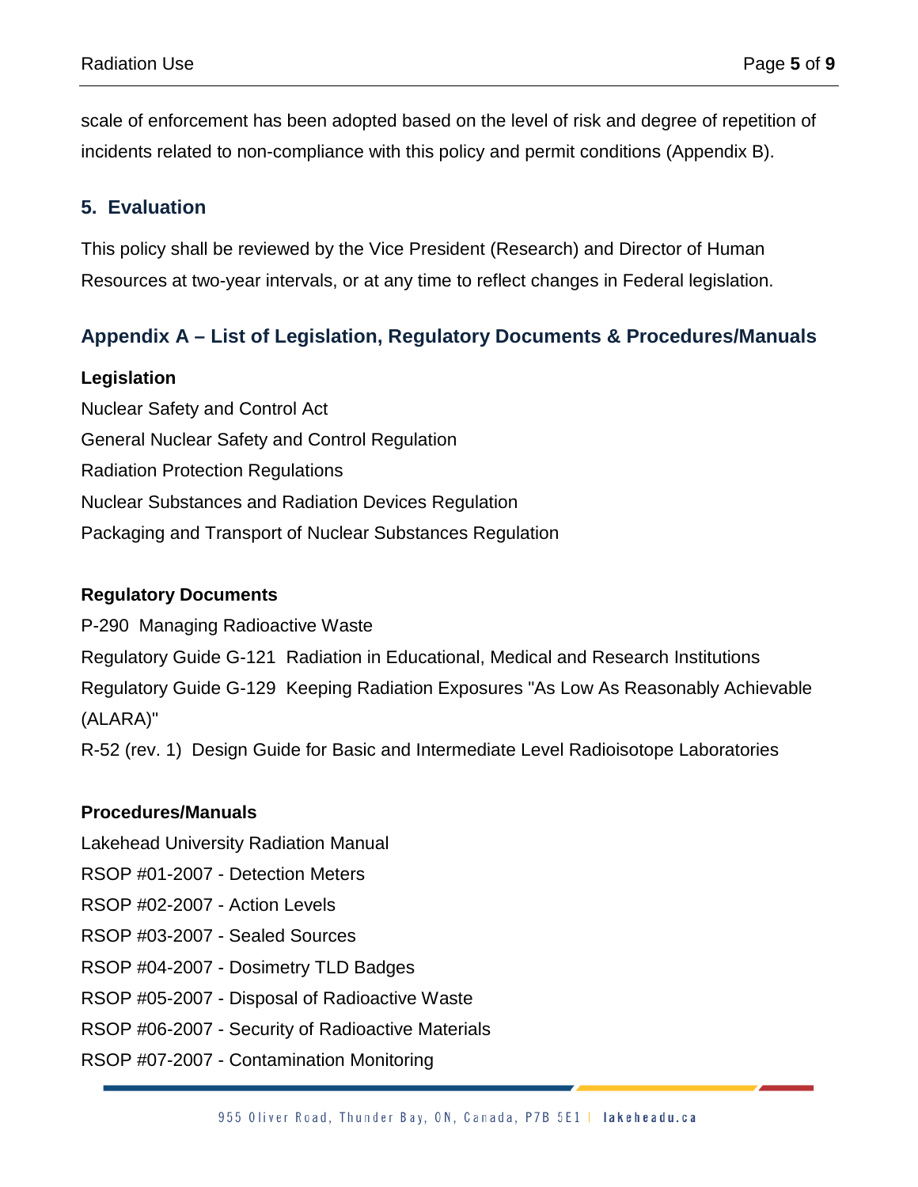scale of enforcement has been adopted based on the level of risk and degree of repetition of incidents related to non-compliance with this policy and permit conditions (Appendix B).

## 5. Evaluation

This policy shall be reviewed by the Vice President (Research) and Director of Human Resources at two-year intervals, or at any time to reflect changes in Federal legislation.

## Appendix A – List of Legislation, Regulatory Documents & Procedures/Manuals

**Legislation**

Nuclear Safety and Control Act
General Nuclear Safety and Control Regulation
Radiation Protection Regulations
Nuclear Substances and Radiation Devices Regulation
Packaging and Transport of Nuclear Substances Regulation

**Regulatory Documents**

P-290 Managing Radioactive Waste
Regulatory Guide G-121 Radiation in Educational, Medical and Research Institutions
Regulatory Guide G-129 Keeping Radiation Exposures "As Low As Reasonably Achievable (ALARA)"
R-52 (rev. 1) Design Guide for Basic and Intermediate Level Radioisotope Laboratories

**Procedures/Manuals**

Lakehead University Radiation Manual
RSOP #01-2007 - Detection Meters
RSOP #02-2007 - Action Levels
RSOP #03-2007 - Sealed Sources
RSOP #04-2007 - Dosimetry TLD Badges
RSOP #05-2007 - Disposal of Radioactive Waste
RSOP #06-2007 - Security of Radioactive Materials
RSOP #07-2007 - Contamination Monitoring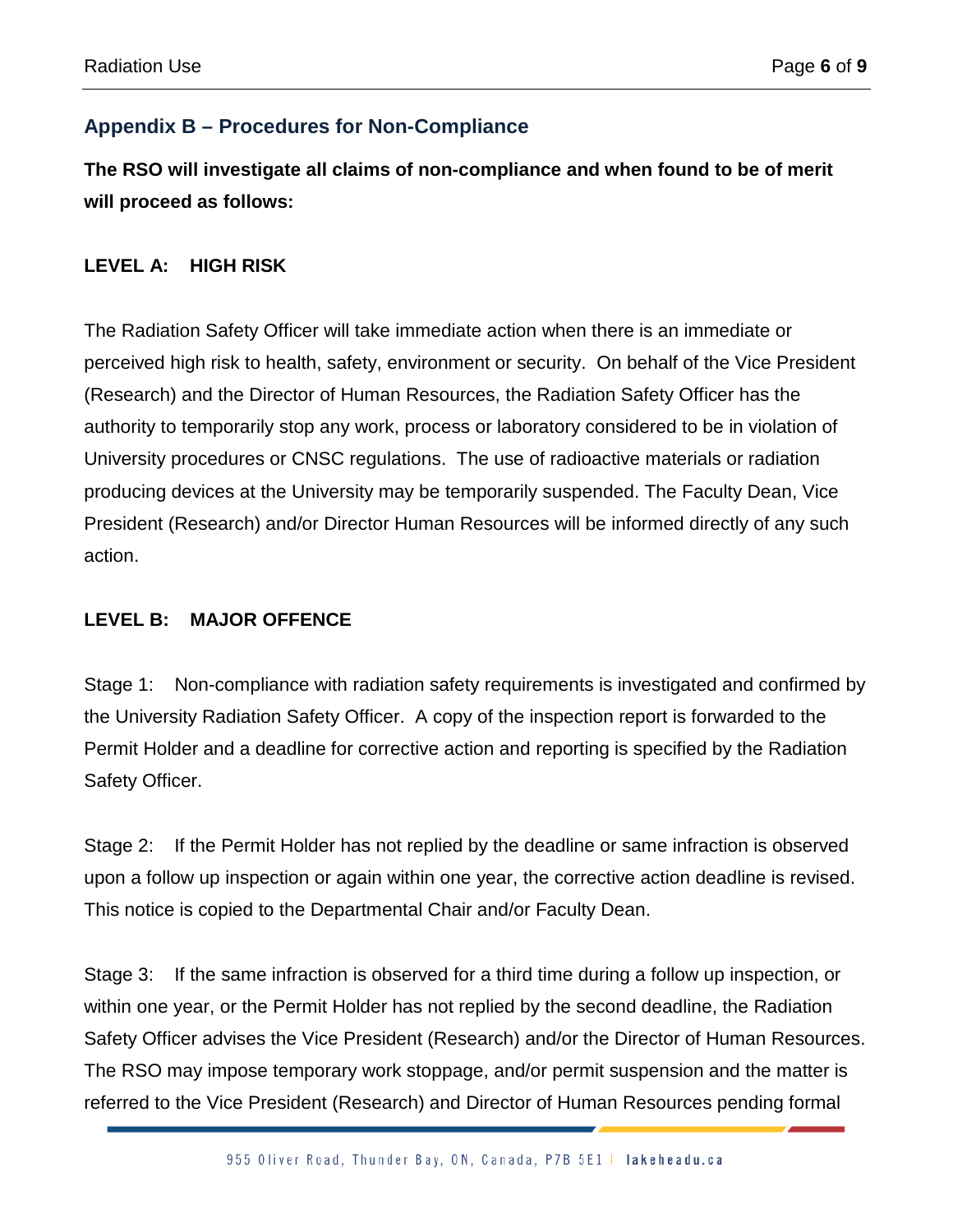## Appendix B – Procedures for Non-Compliance

**The RSO will investigate all claims of non-compliance and when found to be of merit will proceed as follows:**

**LEVEL A: HIGH RISK**

The Radiation Safety Officer will take immediate action when there is an immediate or perceived high risk to health, safety, environment or security. On behalf of the Vice President (Research) and the Director of Human Resources, the Radiation Safety Officer has the authority to temporarily stop any work, process or laboratory considered to be in violation of University procedures or CNSC regulations. The use of radioactive materials or radiation producing devices at the University may be temporarily suspended. The Faculty Dean, Vice President (Research) and/or Director Human Resources will be informed directly of any such action.

**LEVEL B: MAJOR OFFENCE**

Stage 1: Non-compliance with radiation safety requirements is investigated and confirmed by the University Radiation Safety Officer. A copy of the inspection report is forwarded to the Permit Holder and a deadline for corrective action and reporting is specified by the Radiation Safety Officer.

Stage 2: If the Permit Holder has not replied by the deadline or same infraction is observed upon a follow up inspection or again within one year, the corrective action deadline is revised. This notice is copied to the Departmental Chair and/or Faculty Dean.

Stage 3: If the same infraction is observed for a third time during a follow up inspection, or within one year, or the Permit Holder has not replied by the second deadline, the Radiation Safety Officer advises the Vice President (Research) and/or the Director of Human Resources. The RSO may impose temporary work stoppage, and/or permit suspension and the matter is referred to the Vice President (Research) and Director of Human Resources pending formal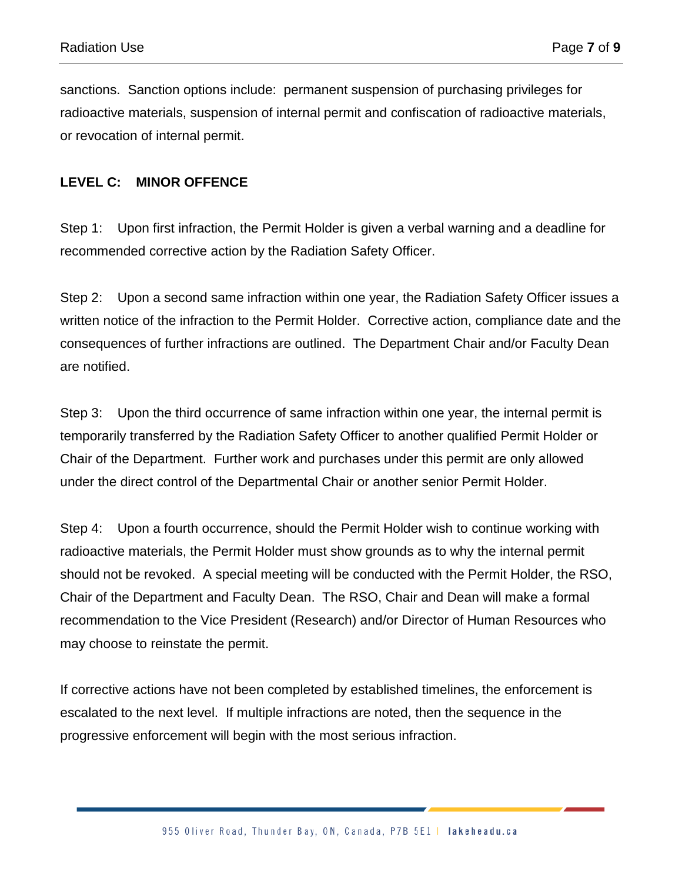sanctions. Sanction options include: permanent suspension of purchasing privileges for radioactive materials, suspension of internal permit and confiscation of radioactive materials, or revocation of internal permit.

**LEVEL C: MINOR OFFENCE**

Step 1: Upon first infraction, the Permit Holder is given a verbal warning and a deadline for recommended corrective action by the Radiation Safety Officer.

Step 2: Upon a second same infraction within one year, the Radiation Safety Officer issues a written notice of the infraction to the Permit Holder. Corrective action, compliance date and the consequences of further infractions are outlined. The Department Chair and/or Faculty Dean are notified.

Step 3: Upon the third occurrence of same infraction within one year, the internal permit is temporarily transferred by the Radiation Safety Officer to another qualified Permit Holder or Chair of the Department. Further work and purchases under this permit are only allowed under the direct control of the Departmental Chair or another senior Permit Holder.

Step 4: Upon a fourth occurrence, should the Permit Holder wish to continue working with radioactive materials, the Permit Holder must show grounds as to why the internal permit should not be revoked. A special meeting will be conducted with the Permit Holder, the RSO, Chair of the Department and Faculty Dean. The RSO, Chair and Dean will make a formal recommendation to the Vice President (Research) and/or Director of Human Resources who may choose to reinstate the permit.

If corrective actions have not been completed by established timelines, the enforcement is escalated to the next level. If multiple infractions are noted, then the sequence in the progressive enforcement will begin with the most serious infraction.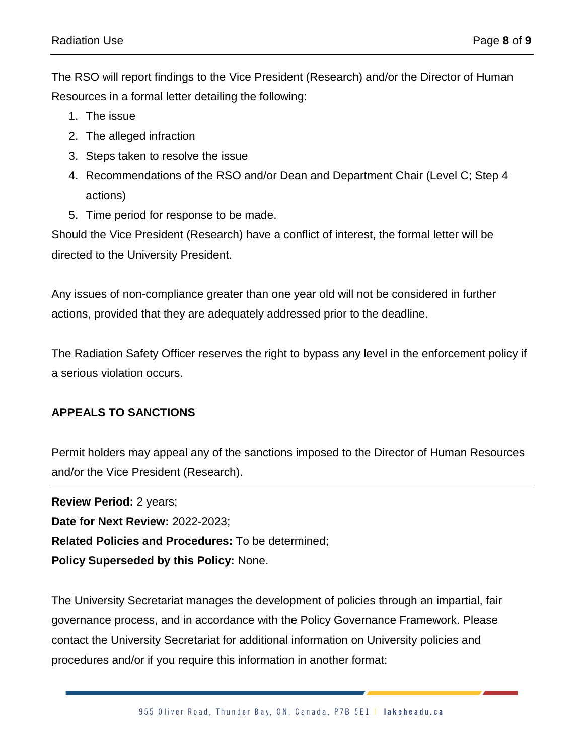The RSO will report findings to the Vice President (Research) and/or the Director of Human Resources in a formal letter detailing the following:

1. The issue
2. The alleged infraction
3. Steps taken to resolve the issue
4. Recommendations of the RSO and/or Dean and Department Chair (Level C; Step 4 actions)
5. Time period for response to be made.

Should the Vice President (Research) have a conflict of interest, the formal letter will be directed to the University President.

Any issues of non-compliance greater than one year old will not be considered in further actions, provided that they are adequately addressed prior to the deadline.

The Radiation Safety Officer reserves the right to bypass any level in the enforcement policy if a serious violation occurs.

## APPEALS TO SANCTIONS

Permit holders may appeal any of the sanctions imposed to the Director of Human Resources and/or the Vice President (Research).

---

**Review Period:** 2 years;
**Date for Next Review:** 2022-2023;
**Related Policies and Procedures:** To be determined;
**Policy Superseded by this Policy:** None.

The University Secretariat manages the development of policies through an impartial, fair governance process, and in accordance with the Policy Governance Framework. Please contact the University Secretariat for additional information on University policies and procedures and/or if you require this information in another format: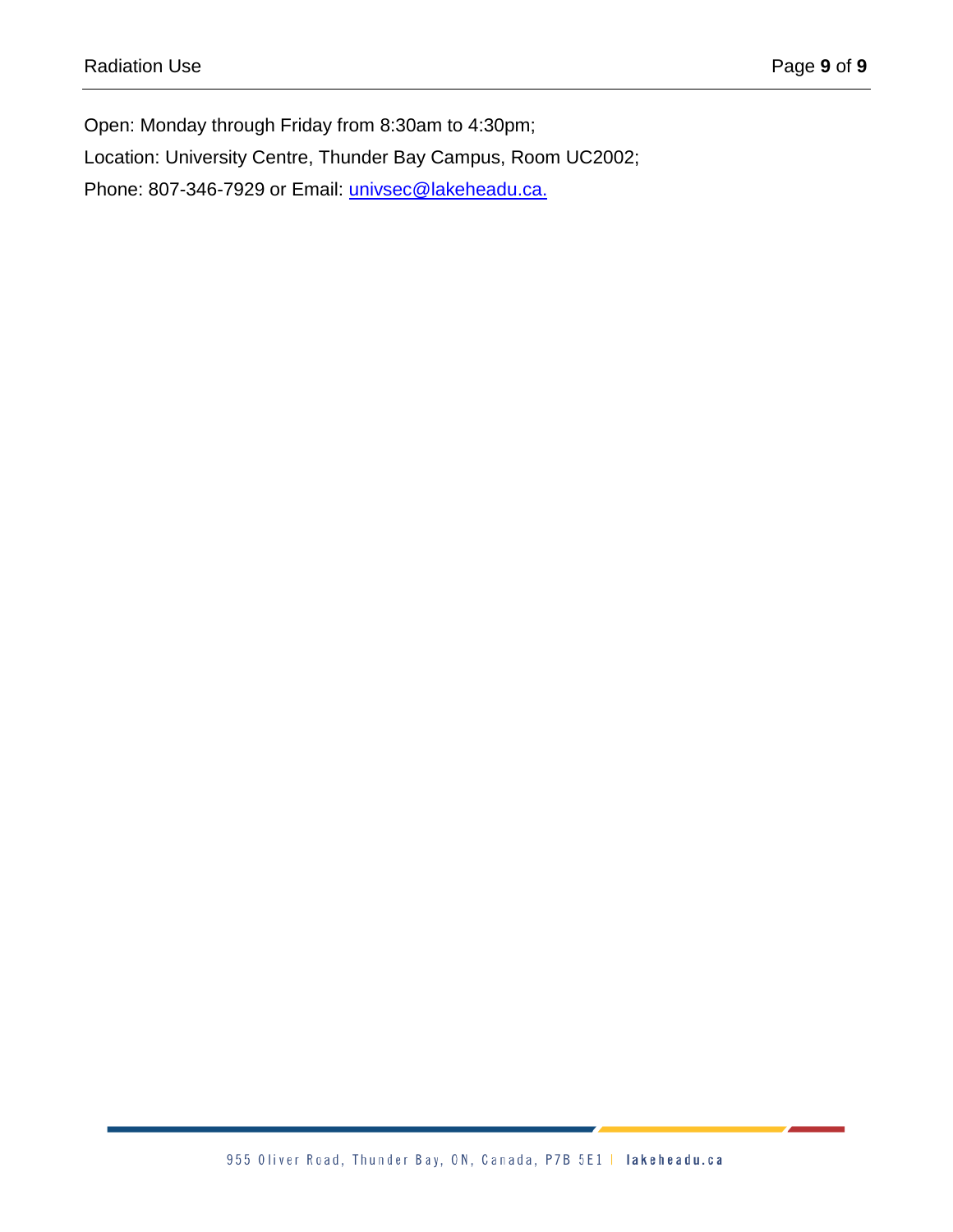Open: Monday through Friday from 8:30am to 4:30pm;

Location: University Centre, Thunder Bay Campus, Room UC2002;

Phone: 807-346-7929 or Email: [univsec@lakeheadu.ca.](mailto:univsec@lakeheadu.ca)